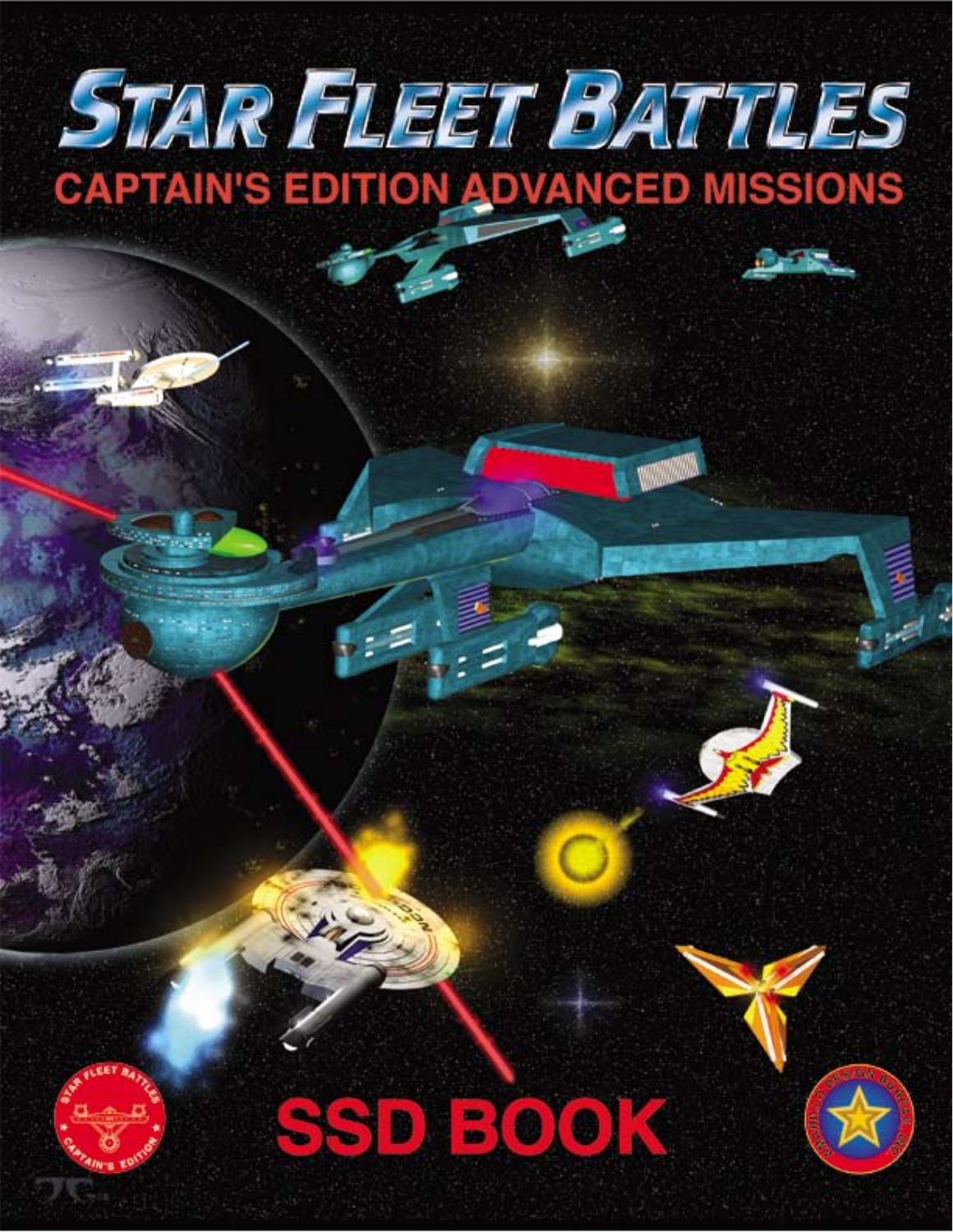# STAR FLEET BATTLES

## CAPTAIN'S EDITION ADVANCED MISSIONS

# SSD BOOK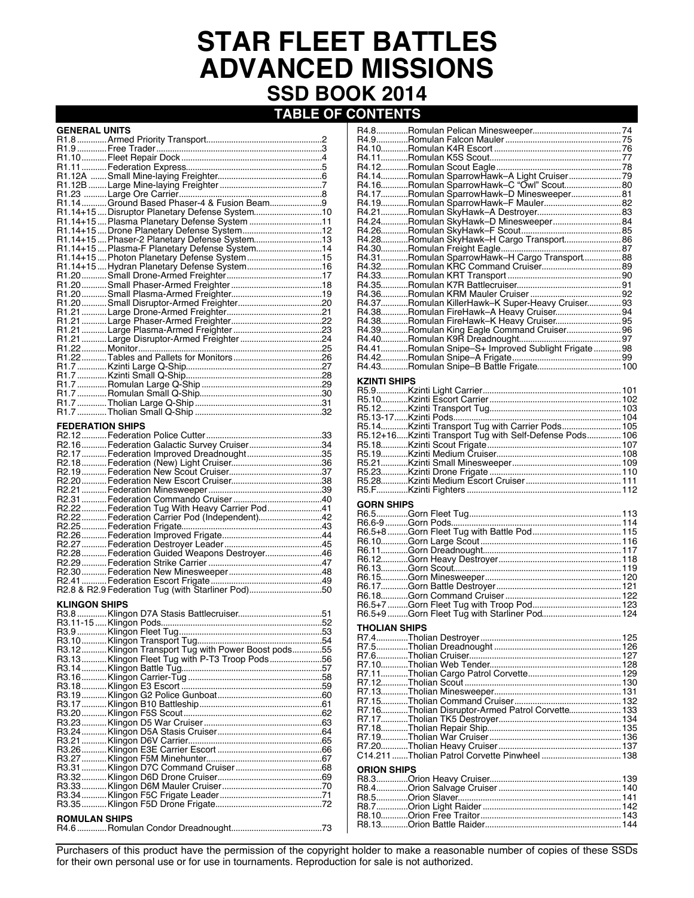# STAR FLEET BATTLES ADVANCED MISSIONS

## SSD BOOK 2014

### TABLE OF CONTENTS

**GENERAL UNITS**

| Rule | Title | Page |
|---|---|---|
| R1.8 | Armed Priority Transport | 2 |
| R1.9 | Free Trader | 3 |
| R1.10 | Fleet Repair Dock | 4 |
| R1.11 | Federation Express | 5 |
| R1.12A | Small Mine-laying Freighter | 6 |
| R1.12B | Large Mine-laying Freighter | 7 |
| R1.23 | Large Ore Carrier | 8 |
| R1.14 | Ground Based Phaser-4 & Fusion Beam | 9 |
| R1.14+15 | Disruptor Planetary Defense System | 10 |
| R1.14+15 | Plasma Planetary Defense System | 11 |
| R1.14+15 | Drone Planetary Defense System | 12 |
| R1.14+15 | Phaser-2 Planetary Defense System | 13 |
| R1.14+15 | Plasma-F Planetary Defense System | 14 |
| R1.14+15 | Photon Planetary Defense System | 15 |
| R1.14+15 | Hydran Planetary Defense System | 16 |
| R1.20 | Small Drone-Armed Freighter | 17 |
| R1.20 | Small Phaser-Armed Freighter | 18 |
| R1.20 | Small Plasma-Armed Freighter | 19 |
| R1.20 | Small Disruptor-Armed Freighter | 20 |
| R1.21 | Large Drone-Armed Freighter | 21 |
| R1.21 | Large Phaser-Armed Freighter | 22 |
| R1.21 | Large Plasma-Armed Freighter | 23 |
| R1.21 | Large Disruptor-Armed Freighter | 24 |
| R1.22 | Monitor | 25 |
| R1.22 | Tables and Pallets for Monitors | 26 |
| R1.7 | Kzinti Large Q-Ship | 27 |
| R1.7 | Kzinti Small Q-Ship | 28 |
| R1.7 | Romulan Large Q-Ship | 29 |
| R1.7 | Romulan Small Q-Ship | 30 |
| R1.7 | Tholian Large Q-Ship | 31 |
| R1.7 | Tholian Small Q-Ship | 32 |

**FEDERATION SHIPS**

| Rule | Title | Page |
|---|---|---|
| R2.12 | Federation Police Cutter | 33 |
| R2.16 | Federation Galactic Survey Cruiser | 34 |
| R2.17 | Federation Improved Dreadnought | 35 |
| R2.18 | Federation (New) Light Cruiser | 36 |
| R2.19 | Federation New Scout Cruiser | 37 |
| R2.20 | Federation New Escort Cruiser | 38 |
| R2.21 | Federation Minesweeper | 39 |
| R2.31 | Federation Commando Cruiser | 40 |
| R2.22 | Federation Tug With Heavy Carrier Pod | 41 |
| R2.22 | Federation Carrier Pod (Independent) | 42 |
| R2.25 | Federation Frigate | 43 |
| R2.26 | Federation Improved Frigate | 44 |
| R2.27 | Federation Destroyer Leader | 45 |
| R2.28 | Federation Guided Weapons Destroyer | 46 |
| R2.29 | Federation Strike Carrier | 47 |
| R2.30 | Federation New Minesweeper | 48 |
| R2.41 | Federation Escort Frigate | 49 |
| R2.8 & R2.9 | Federation Tug (with Starliner Pod) | 50 |

**KLINGON SHIPS**

| Rule | Title | Page |
|---|---|---|
| R3.8 | Klingon D7A Stasis Battlecruiser | 51 |
| R3.11-15 | Klingon Pods | 52 |
| R3.9 | Klingon Fleet Tug | 53 |
| R3.10 | Klingon Transport Tug | 54 |
| R3.12 | Klingon Transport Tug with Power Boost pods | 55 |
| R3.13 | Klingon Fleet Tug with P-T3 Troop Pods | 56 |
| R3.14 | Klingon Battle Tug | 57 |
| R3.16 | Klingon Carrier-Tug | 58 |
| R3.18 | Klingon E3 Escort | 59 |
| R3.19 | Klingon G2 Police Gunboat | 60 |
| R3.17 | Klingon B10 Battleship | 61 |
| R3.20 | Klingon F5S Scout | 62 |
| R3.23 | Klingon D5 War Cruiser | 63 |
| R3.24 | Klingon D5A Stasis Cruiser | 64 |
| R3.21 | Klingon D6V Carrier | 65 |
| R3.26 | Klingon E3E Carrier Escort | 66 |
| R3.27 | Klingon F5M Minehunter | 67 |
| R3.31 | Klingon D7C Command Cruiser | 68 |
| R3.32 | Klingon D6D Drone Cruiser | 69 |
| R3.33 | Klingon D6M Mauler Cruiser | 70 |
| R3.34 | Klingon F5C Frigate Leader | 71 |
| R3.35 | Klingon F5D Drone Frigate | 72 |

**ROMULAN SHIPS**

| Rule | Title | Page |
|---|---|---|
| R4.6 | Romulan Condor Dreadnought | 73 |
| R4.8 | Romulan Pelican Minesweeper | 74 |
| R4.9 | Romulan Falcon Mauler | 75 |
| R4.10 | Romulan K4R Escort | 76 |
| R4.11 | Romulan K5S Scout | 77 |
| R4.12 | Romulan Scout Eagle | 78 |
| R4.14 | Romulan SparrowHawk–A Light Cruiser | 79 |
| R4.16 | Romulan SparrowHawk–C "Owl" Scout | 80 |
| R4.17 | Romulan SparrowHawk–D Minesweeper | 81 |
| R4.19 | Romulan SparrowHawk–F Mauler | 82 |
| R4.21 | Romulan SkyHawk–A Destroyer | 83 |
| R4.24 | Romulan SkyHawk–D Minesweeper | 84 |
| R4.26 | Romulan SkyHawk–F Scout | 85 |
| R4.28 | Romulan SkyHawk–H Cargo Transport | 86 |
| R4.30 | Romulan Freight Eagle | 87 |
| R4.31 | Romulan SparrowHawk–H Cargo Transport | 88 |
| R4.32 | Romulan KRC Command Cruiser | 89 |
| R4.33 | Romulan KRT Transport | 90 |
| R4.35 | Romulan K7R Battlecruiser | 91 |
| R4.36 | Romulan KRM Mauler Cruiser | 92 |
| R4.37 | Romulan KillerHawk–K Super-Heavy Cruiser | 93 |
| R4.38 | Romulan FireHawk–A Heavy Cruiser | 94 |
| R4.38 | Romulan FireHawk–K Heavy Cruiser | 95 |
| R4.39 | Romulan King Eagle Command Cruiser | 96 |
| R4.40 | Romulan K9R Dreadnought | 97 |
| R4.41 | Romulan Snipe–S+ Improved Sublight Frigate | 98 |
| R4.42 | Romulan Snipe–A Frigate | 99 |
| R4.43 | Romulan Snipe–B Battle Frigate | 100 |

**KZINTI SHIPS**

| Rule | Title | Page |
|---|---|---|
| R5.9 | Kzinti Light Carrier | 101 |
| R5.10 | Kzinti Escort Carrier | 102 |
| R5.12 | Kzinti Transport Tug | 103 |
| R5.13-17 | Kzinti Pods | 104 |
| R5.14 | Kzinti Transport Tug with Carrier Pods | 105 |
| R5.12+16 | Kzinti Transport Tug with Self-Defense Pods | 106 |
| R5.18 | Kzinti Scout Frigate | 107 |
| R5.19 | Kzinti Medium Cruiser | 108 |
| R5.21 | Kzinti Small Minesweeper | 109 |
| R5.23 | Kzinti Drone Frigate | 110 |
| R5.28 | Kzinti Medium Escort Cruiser | 111 |
| R5.F | Kzinti Fighters | 112 |

**GORN SHIPS**

| Rule | Title | Page |
|---|---|---|
| R6.5 | Gorn Fleet Tug | 113 |
| R6.6-9 | Gorn Pods | 114 |
| R6.5+8 | Gorn Fleet Tug with Battle Pod | 115 |
| R6.10 | Gorn Large Scout | 116 |
| R6.11 | Gorn Dreadnought | 117 |
| R6.12 | Gorn Heavy Destroyer | 118 |
| R6.13 | Gorn Scout | 119 |
| R6.15 | Gorn Minesweeper | 120 |
| R6.17 | Gorn Battle Destroyer | 121 |
| R6.18 | Gorn Command Cruiser | 122 |
| R6.5+7 | Gorn Fleet Tug with Troop Pod | 123 |
| R6.5+9 | Gorn Fleet Tug with Starliner Pod | 124 |

**THOLIAN SHIPS**

| Rule | Title | Page |
|---|---|---|
| R7.4 | Tholian Destroyer | 125 |
| R7.5 | Tholian Dreadnought | 126 |
| R7.6 | Tholian Cruiser | 127 |
| R7.10 | Tholian Web Tender | 128 |
| R7.11 | Tholian Cargo Patrol Corvette | 129 |
| R7.12 | Tholian Scout | 130 |
| R7.13 | Tholian Minesweeper | 131 |
| R7.15 | Tholian Command Cruiser | 132 |
| R7.16 | Tholian Disruptor-Armed Patrol Corvette | 133 |
| R7.17 | Tholian TK5 Destroyer | 134 |
| R7.18 | Tholian Repair Ship | 135 |
| R7.19 | Tholian War Cruiser | 136 |
| R7.20 | Tholian Heavy Cruiser | 137 |
| C14.211 | Tholian Patrol Corvette Pinwheel | 138 |

**ORION SHIPS**

| Rule | Title | Page |
|---|---|---|
| R8.3 | Orion Heavy Cruiser | 139 |
| R8.4 | Orion Salvage Cruiser | 140 |
| R8.5 | Orion Slaver | 141 |
| R8.7 | Orion Light Raider | 142 |
| R8.10 | Orion Free Traitor | 143 |
| R8.13 | Orion Battle Raider | 144 |

Purchasers of this product have the permission of the copyright holder to make a reasonable number of copies of these SSDs for their own personal use or for use in tournaments. Reproduction for sale is not authorized.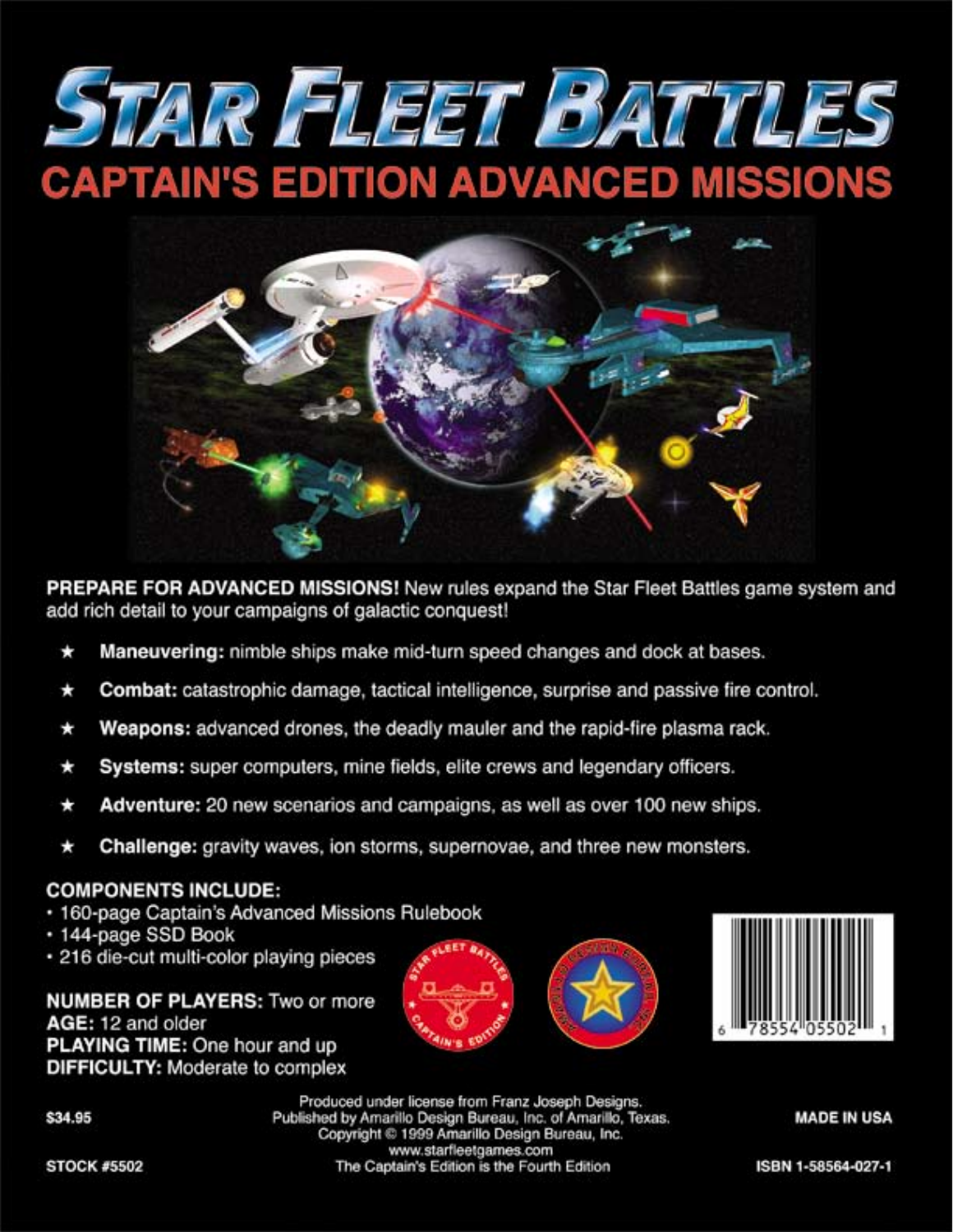# STAR FLEET BATTLES

## CAPTAIN'S EDITION ADVANCED MISSIONS

**PREPARE FOR ADVANCED MISSIONS!** New rules expand the Star Fleet Battles game system and add rich detail to your campaigns of galactic conquest!

- ★ **Maneuvering:** nimble ships make mid-turn speed changes and dock at bases.
- ★ **Combat:** catastrophic damage, tactical intelligence, surprise and passive fire control.
- ★ **Weapons:** advanced drones, the deadly mauler and the rapid-fire plasma rack.
- ★ **Systems:** super computers, mine fields, elite crews and legendary officers.
- ★ **Adventure:** 20 new scenarios and campaigns, as well as over 100 new ships.
- ★ **Challenge:** gravity waves, ion storms, supernovae, and three new monsters.

**COMPONENTS INCLUDE:**

- 160-page Captain's Advanced Missions Rulebook
- 144-page SSD Book
- 216 die-cut multi-color playing pieces

**NUMBER OF PLAYERS:** Two or more
**AGE:** 12 and older
**PLAYING TIME:** One hour and up
**DIFFICULTY:** Moderate to complex

6 78554 05502 1

$34.95

STOCK #5502

Produced under license from Franz Joseph Designs.
Published by Amarillo Design Bureau, Inc. of Amarillo, Texas.
Copyright © 1999 Amarillo Design Bureau, Inc.
www.starfleetgames.com
The Captain's Edition is the Fourth Edition

MADE IN USA

ISBN 1-58564-027-1